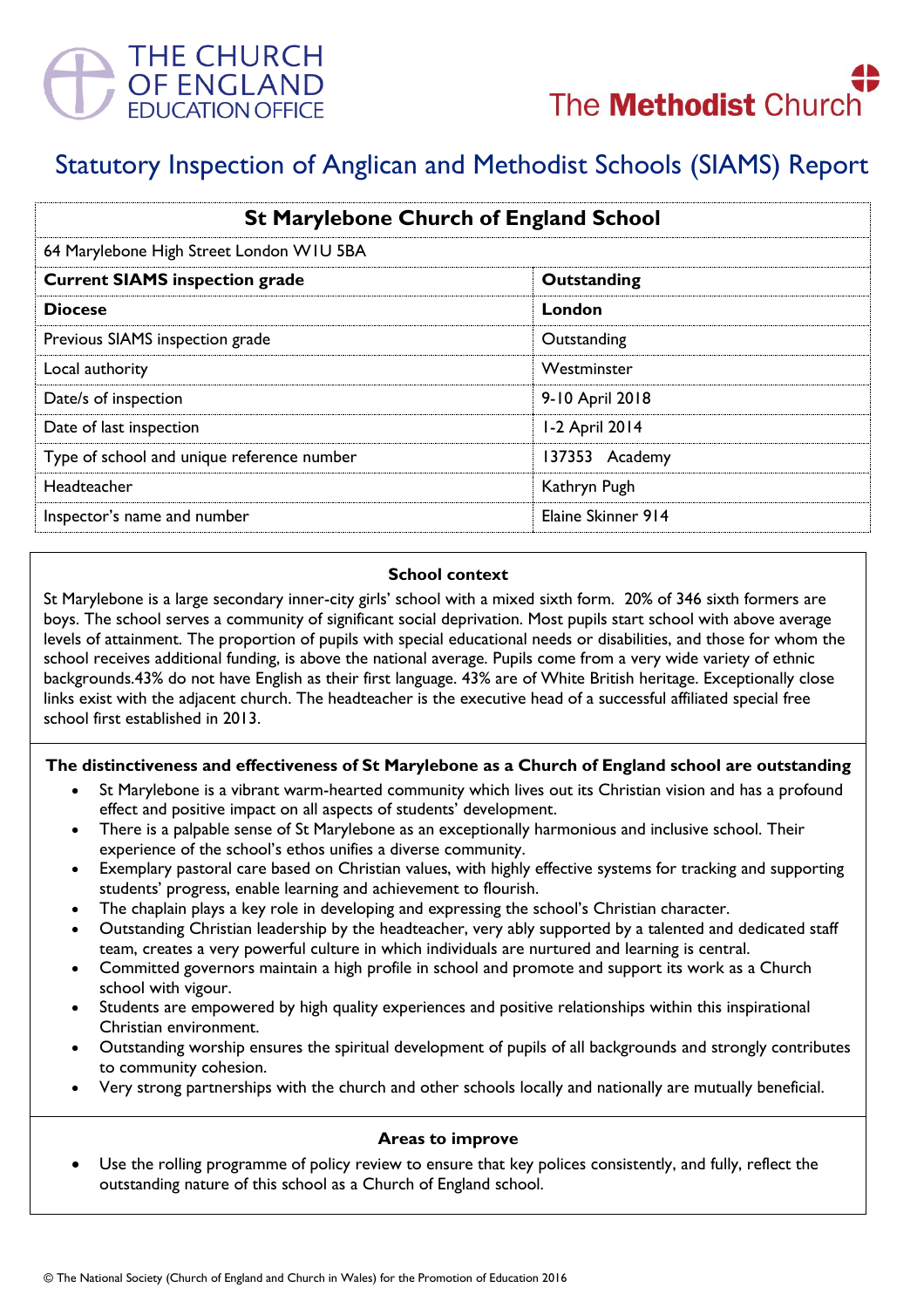THE CHURCH OF ENGLAND EDUCATION OFFICE

The Methodist Church

# Statutory Inspection of Anglican and Methodist Schools (SIAMS) Report

| St Marylebone Church of England School | |
|---|---|
| 64 Marylebone High Street London W1U 5BA | |
| **Current SIAMS inspection grade** | **Outstanding** |
| **Diocese** | **London** |
| Previous SIAMS inspection grade | Outstanding |
| Local authority | Westminster |
| Date/s of inspection | 9-10 April 2018 |
| Date of last inspection | 1-2 April 2014 |
| Type of school and unique reference number | 137353 Academy |
| Headteacher | Kathryn Pugh |
| Inspector's name and number | Elaine Skinner 914 |

### School context

St Marylebone is a large secondary inner-city girls' school with a mixed sixth form. 20% of 346 sixth formers are boys. The school serves a community of significant social deprivation. Most pupils start school with above average levels of attainment. The proportion of pupils with special educational needs or disabilities, and those for whom the school receives additional funding, is above the national average. Pupils come from a very wide variety of ethnic backgrounds.43% do not have English as their first language. 43% are of White British heritage. Exceptionally close links exist with the adjacent church. The headteacher is the executive head of a successful affiliated special free school first established in 2013.

### The distinctiveness and effectiveness of St Marylebone as a Church of England school are outstanding

- St Marylebone is a vibrant warm-hearted community which lives out its Christian vision and has a profound effect and positive impact on all aspects of students' development.
- There is a palpable sense of St Marylebone as an exceptionally harmonious and inclusive school. Their experience of the school's ethos unifies a diverse community.
- Exemplary pastoral care based on Christian values, with highly effective systems for tracking and supporting students' progress, enable learning and achievement to flourish.
- The chaplain plays a key role in developing and expressing the school's Christian character.
- Outstanding Christian leadership by the headteacher, very ably supported by a talented and dedicated staff team, creates a very powerful culture in which individuals are nurtured and learning is central.
- Committed governors maintain a high profile in school and promote and support its work as a Church school with vigour.
- Students are empowered by high quality experiences and positive relationships within this inspirational Christian environment.
- Outstanding worship ensures the spiritual development of pupils of all backgrounds and strongly contributes to community cohesion.
- Very strong partnerships with the church and other schools locally and nationally are mutually beneficial.

### Areas to improve

- Use the rolling programme of policy review to ensure that key polices consistently, and fully, reflect the outstanding nature of this school as a Church of England school.

© The National Society (Church of England and Church in Wales) for the Promotion of Education 2016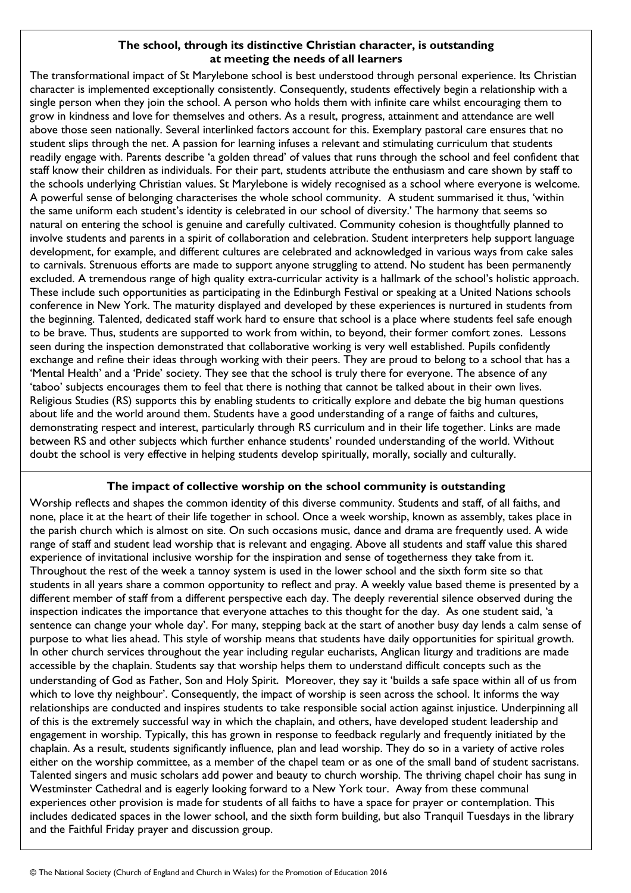### The school, through its distinctive Christian character, is outstanding at meeting the needs of all learners

The transformational impact of St Marylebone school is best understood through personal experience. Its Christian character is implemented exceptionally consistently. Consequently, students effectively begin a relationship with a single person when they join the school. A person who holds them with infinite care whilst encouraging them to grow in kindness and love for themselves and others. As a result, progress, attainment and attendance are well above those seen nationally. Several interlinked factors account for this. Exemplary pastoral care ensures that no student slips through the net. A passion for learning infuses a relevant and stimulating curriculum that students readily engage with. Parents describe 'a golden thread' of values that runs through the school and feel confident that staff know their children as individuals. For their part, students attribute the enthusiasm and care shown by staff to the schools underlying Christian values. St Marylebone is widely recognised as a school where everyone is welcome. A powerful sense of belonging characterises the whole school community. A student summarised it thus, 'within the same uniform each student's identity is celebrated in our school of diversity.' The harmony that seems so natural on entering the school is genuine and carefully cultivated. Community cohesion is thoughtfully planned to involve students and parents in a spirit of collaboration and celebration. Student interpreters help support language development, for example, and different cultures are celebrated and acknowledged in various ways from cake sales to carnivals. Strenuous efforts are made to support anyone struggling to attend. No student has been permanently excluded. A tremendous range of high quality extra-curricular activity is a hallmark of the school's holistic approach. These include such opportunities as participating in the Edinburgh Festival or speaking at a United Nations schools conference in New York. The maturity displayed and developed by these experiences is nurtured in students from the beginning. Talented, dedicated staff work hard to ensure that school is a place where students feel safe enough to be brave. Thus, students are supported to work from within, to beyond, their former comfort zones. Lessons seen during the inspection demonstrated that collaborative working is very well established. Pupils confidently exchange and refine their ideas through working with their peers. They are proud to belong to a school that has a 'Mental Health' and a 'Pride' society. They see that the school is truly there for everyone. The absence of any 'taboo' subjects encourages them to feel that there is nothing that cannot be talked about in their own lives. Religious Studies (RS) supports this by enabling students to critically explore and debate the big human questions about life and the world around them. Students have a good understanding of a range of faiths and cultures, demonstrating respect and interest, particularly through RS curriculum and in their life together. Links are made between RS and other subjects which further enhance students' rounded understanding of the world. Without doubt the school is very effective in helping students develop spiritually, morally, socially and culturally.

### The impact of collective worship on the school community is outstanding

Worship reflects and shapes the common identity of this diverse community. Students and staff, of all faiths, and none, place it at the heart of their life together in school. Once a week worship, known as assembly, takes place in the parish church which is almost on site. On such occasions music, dance and drama are frequently used. A wide range of staff and student lead worship that is relevant and engaging. Above all students and staff value this shared experience of invitational inclusive worship for the inspiration and sense of togetherness they take from it. Throughout the rest of the week a tannoy system is used in the lower school and the sixth form site so that students in all years share a common opportunity to reflect and pray. A weekly value based theme is presented by a different member of staff from a different perspective each day. The deeply reverential silence observed during the inspection indicates the importance that everyone attaches to this thought for the day. As one student said, 'a sentence can change your whole day'. For many, stepping back at the start of another busy day lends a calm sense of purpose to what lies ahead. This style of worship means that students have daily opportunities for spiritual growth. In other church services throughout the year including regular eucharists, Anglican liturgy and traditions are made accessible by the chaplain. Students say that worship helps them to understand difficult concepts such as the understanding of God as Father, Son and Holy Spirit. Moreover, they say it 'builds a safe space within all of us from which to love thy neighbour'. Consequently, the impact of worship is seen across the school. It informs the way relationships are conducted and inspires students to take responsible social action against injustice. Underpinning all of this is the extremely successful way in which the chaplain, and others, have developed student leadership and engagement in worship. Typically, this has grown in response to feedback regularly and frequently initiated by the chaplain. As a result, students significantly influence, plan and lead worship. They do so in a variety of active roles either on the worship committee, as a member of the chapel team or as one of the small band of student sacristans. Talented singers and music scholars add power and beauty to church worship. The thriving chapel choir has sung in Westminster Cathedral and is eagerly looking forward to a New York tour. Away from these communal experiences other provision is made for students of all faiths to have a space for prayer or contemplation. This includes dedicated spaces in the lower school, and the sixth form building, but also Tranquil Tuesdays in the library and the Faithful Friday prayer and discussion group.

© The National Society (Church of England and Church in Wales) for the Promotion of Education 2016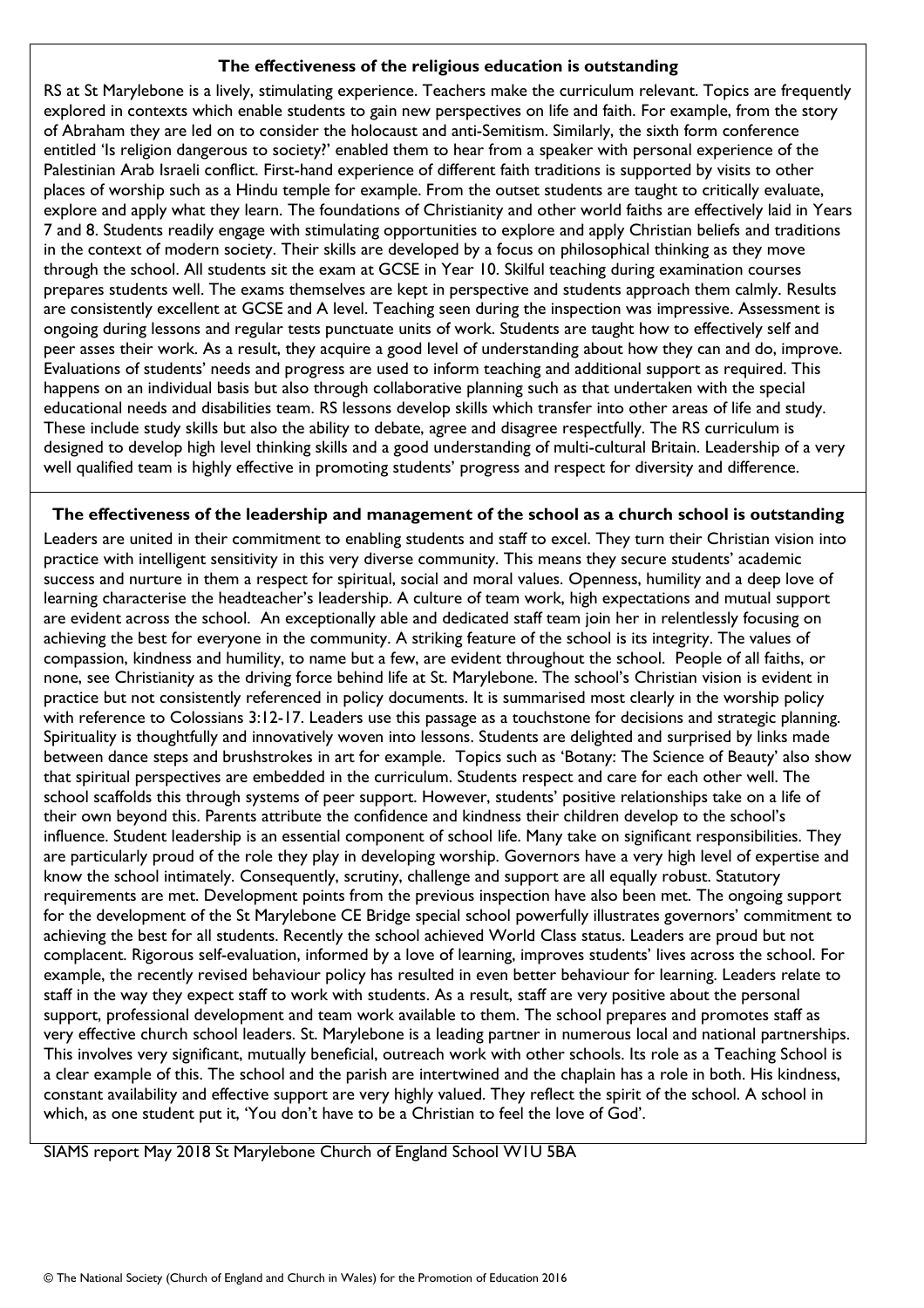## The effectiveness of the religious education is outstanding

RS at St Marylebone is a lively, stimulating experience. Teachers make the curriculum relevant. Topics are frequently explored in contexts which enable students to gain new perspectives on life and faith. For example, from the story of Abraham they are led on to consider the holocaust and anti-Semitism. Similarly, the sixth form conference entitled 'Is religion dangerous to society?' enabled them to hear from a speaker with personal experience of the Palestinian Arab Israeli conflict. First-hand experience of different faith traditions is supported by visits to other places of worship such as a Hindu temple for example. From the outset students are taught to critically evaluate, explore and apply what they learn. The foundations of Christianity and other world faiths are effectively laid in Years 7 and 8. Students readily engage with stimulating opportunities to explore and apply Christian beliefs and traditions in the context of modern society. Their skills are developed by a focus on philosophical thinking as they move through the school. All students sit the exam at GCSE in Year 10. Skilful teaching during examination courses prepares students well. The exams themselves are kept in perspective and students approach them calmly. Results are consistently excellent at GCSE and A level. Teaching seen during the inspection was impressive. Assessment is ongoing during lessons and regular tests punctuate units of work. Students are taught how to effectively self and peer asses their work. As a result, they acquire a good level of understanding about how they can and do, improve. Evaluations of students' needs and progress are used to inform teaching and additional support as required. This happens on an individual basis but also through collaborative planning such as that undertaken with the special educational needs and disabilities team. RS lessons develop skills which transfer into other areas of life and study. These include study skills but also the ability to debate, agree and disagree respectfully. The RS curriculum is designed to develop high level thinking skills and a good understanding of multi-cultural Britain. Leadership of a very well qualified team is highly effective in promoting students' progress and respect for diversity and difference.

## The effectiveness of the leadership and management of the school as a church school is outstanding

Leaders are united in their commitment to enabling students and staff to excel. They turn their Christian vision into practice with intelligent sensitivity in this very diverse community. This means they secure students' academic success and nurture in them a respect for spiritual, social and moral values. Openness, humility and a deep love of learning characterise the headteacher's leadership. A culture of team work, high expectations and mutual support are evident across the school. An exceptionally able and dedicated staff team join her in relentlessly focusing on achieving the best for everyone in the community. A striking feature of the school is its integrity. The values of compassion, kindness and humility, to name but a few, are evident throughout the school. People of all faiths, or none, see Christianity as the driving force behind life at St. Marylebone. The school's Christian vision is evident in practice but not consistently referenced in policy documents. It is summarised most clearly in the worship policy with reference to Colossians 3:12-17. Leaders use this passage as a touchstone for decisions and strategic planning. Spirituality is thoughtfully and innovatively woven into lessons. Students are delighted and surprised by links made between dance steps and brushstrokes in art for example. Topics such as 'Botany: The Science of Beauty' also show that spiritual perspectives are embedded in the curriculum. Students respect and care for each other well. The school scaffolds this through systems of peer support. However, students' positive relationships take on a life of their own beyond this. Parents attribute the confidence and kindness their children develop to the school's influence. Student leadership is an essential component of school life. Many take on significant responsibilities. They are particularly proud of the role they play in developing worship. Governors have a very high level of expertise and know the school intimately. Consequently, scrutiny, challenge and support are all equally robust. Statutory requirements are met. Development points from the previous inspection have also been met. The ongoing support for the development of the St Marylebone CE Bridge special school powerfully illustrates governors' commitment to achieving the best for all students. Recently the school achieved World Class status. Leaders are proud but not complacent. Rigorous self-evaluation, informed by a love of learning, improves students' lives across the school. For example, the recently revised behaviour policy has resulted in even better behaviour for learning. Leaders relate to staff in the way they expect staff to work with students. As a result, staff are very positive about the personal support, professional development and team work available to them. The school prepares and promotes staff as very effective church school leaders. St. Marylebone is a leading partner in numerous local and national partnerships. This involves very significant, mutually beneficial, outreach work with other schools. Its role as a Teaching School is a clear example of this. The school and the parish are intertwined and the chaplain has a role in both. His kindness, constant availability and effective support are very highly valued. They reflect the spirit of the school. A school in which, as one student put it, 'You don't have to be a Christian to feel the love of God'.

SIAMS report May 2018 St Marylebone Church of England School W1U 5BA

© The National Society (Church of England and Church in Wales) for the Promotion of Education 2016